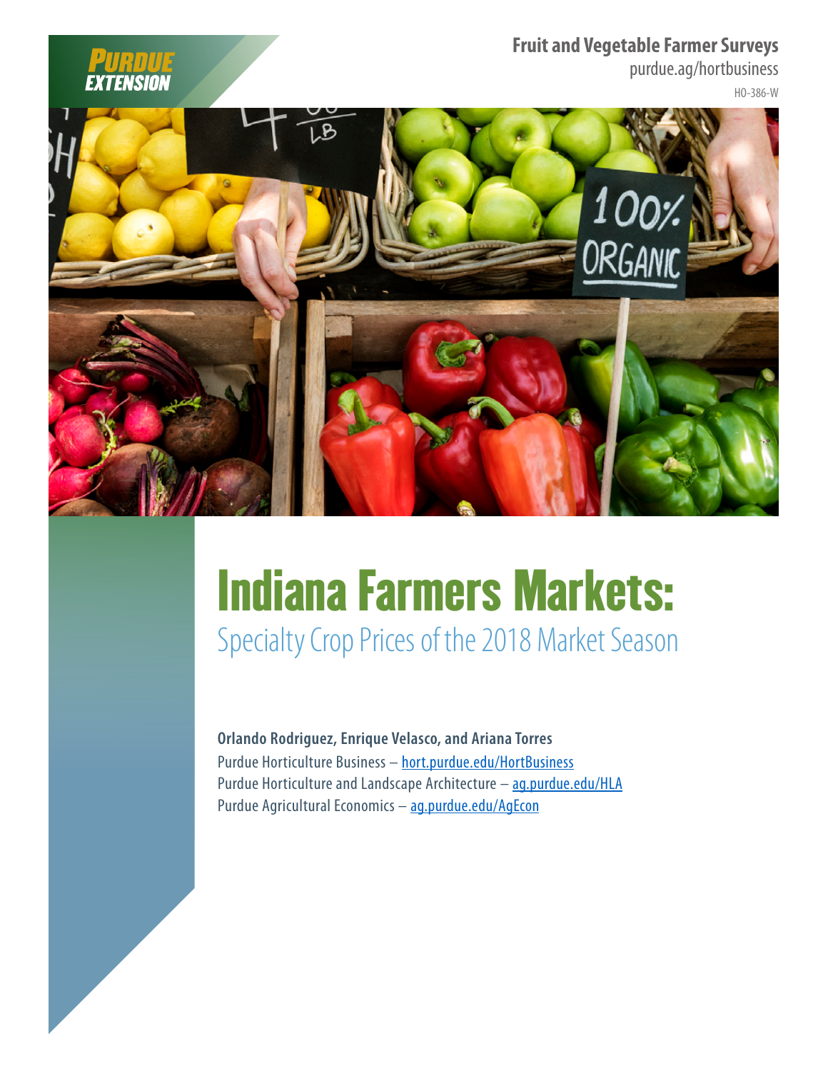Fruit and Vegetable Farmer Surveys

purdue.ag/hortbusiness

HO-386-W

# Indiana Farmers Markets:

## Specialty Crop Prices of the 2018 Market Season

**Orlando Rodriguez, Enrique Velasco, and Ariana Torres**

Purdue Horticulture Business – hort.purdue.edu/HortBusiness

Purdue Horticulture and Landscape Architecture – ag.purdue.edu/HLA

Purdue Agricultural Economics – ag.purdue.edu/AgEcon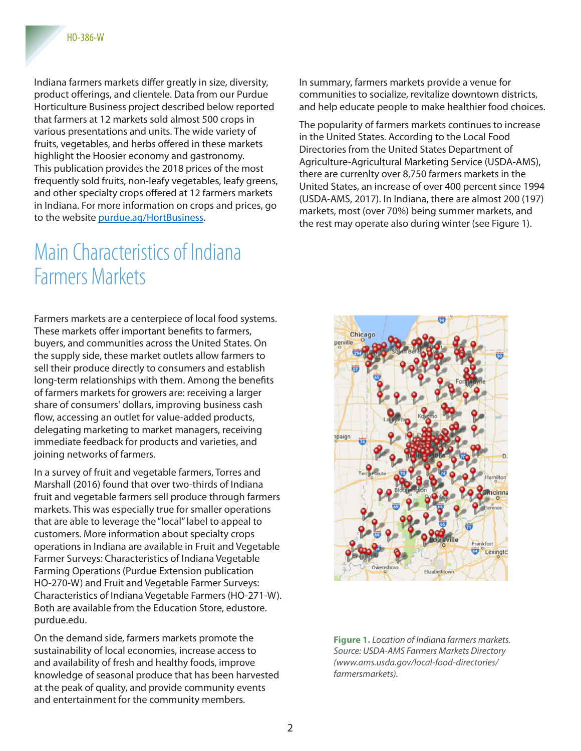Indiana farmers markets differ greatly in size, diversity, product offerings, and clientele. Data from our Purdue Horticulture Business project described below reported that farmers at 12 markets sold almost 500 crops in various presentations and units. The wide variety of fruits, vegetables, and herbs offered in these markets highlight the Hoosier economy and gastronomy. This publication provides the 2018 prices of the most frequently sold fruits, non-leafy vegetables, leafy greens, and other specialty crops offered at 12 farmers markets in Indiana. For more information on crops and prices, go to the website [purdue.ag/HortBusiness](purdue.ag/HortBusiness).

# Main Characteristics of Indiana Farmers Markets

Farmers markets are a centerpiece of local food systems. These markets offer important benefits to farmers, buyers, and communities across the United States. On the supply side, these market outlets allow farmers to sell their produce directly to consumers and establish long-term relationships with them. Among the benefits of farmers markets for growers are: receiving a larger share of consumers' dollars, improving business cash flow, accessing an outlet for value-added products, delegating marketing to market managers, receiving immediate feedback for products and varieties, and joining networks of farmers.

In a survey of fruit and vegetable farmers, Torres and Marshall (2016) found that over two-thirds of Indiana fruit and vegetable farmers sell produce through farmers markets. This was especially true for smaller operations that are able to leverage the "local" label to appeal to customers. More information about specialty crops operations in Indiana are available in Fruit and Vegetable Farmer Surveys: Characteristics of Indiana Vegetable Farming Operations (Purdue Extension publication HO-270-W) and Fruit and Vegetable Farmer Surveys: Characteristics of Indiana Vegetable Farmers (HO-271-W). Both are available from the Education Store, edustore.purdue.edu.

On the demand side, farmers markets promote the sustainability of local economies, increase access to and availability of fresh and healthy foods, improve knowledge of seasonal produce that has been harvested at the peak of quality, and provide community events and entertainment for the community members.

In summary, farmers markets provide a venue for communities to socialize, revitalize downtown districts, and help educate people to make healthier food choices.

The popularity of farmers markets continues to increase in the United States. According to the Local Food Directories from the United States Department of Agriculture-Agricultural Marketing Service (USDA-AMS), there are currenlty over 8,750 farmers markets in the United States, an increase of over 400 percent since 1994 (USDA-AMS, 2017). In Indiana, there are almost 200 (197) markets, most (over 70%) being summer markets, and the rest may operate also during winter (see Figure 1).

**Figure 1.** *Location of Indiana farmers markets. Source: USDA-AMS Farmers Markets Directory (www.ams.usda.gov/local-food-directories/farmersmarkets).*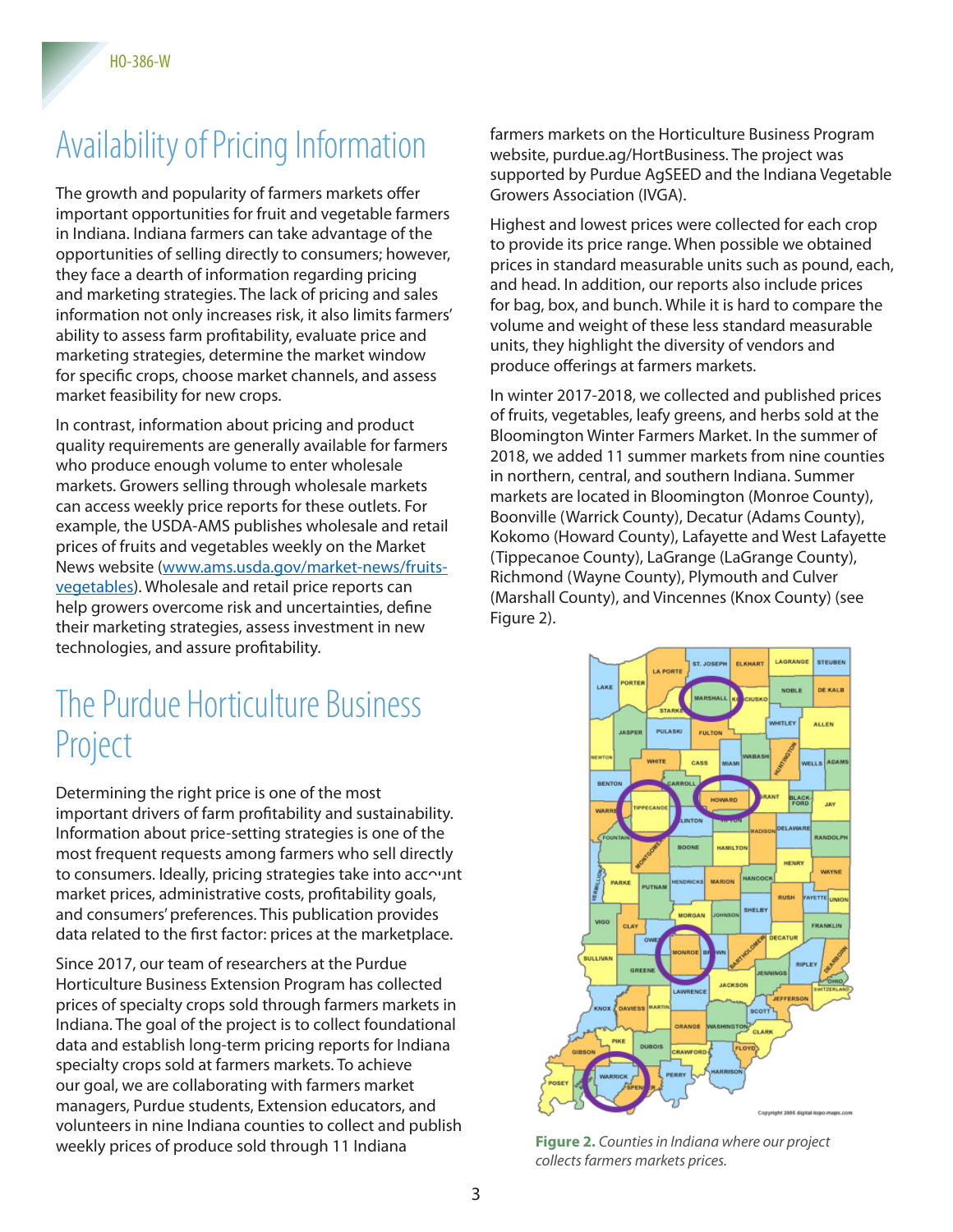# Availability of Pricing Information

The growth and popularity of farmers markets offer important opportunities for fruit and vegetable farmers in Indiana. Indiana farmers can take advantage of the opportunities of selling directly to consumers; however, they face a dearth of information regarding pricing and marketing strategies. The lack of pricing and sales information not only increases risk, it also limits farmers' ability to assess farm profitability, evaluate price and marketing strategies, determine the market window for specific crops, choose market channels, and assess market feasibility for new crops.

In contrast, information about pricing and product quality requirements are generally available for farmers who produce enough volume to enter wholesale markets. Growers selling through wholesale markets can access weekly price reports for these outlets. For example, the USDA-AMS publishes wholesale and retail prices of fruits and vegetables weekly on the Market News website ([www.ams.usda.gov/market-news/fruits-vegetables](www.ams.usda.gov/market-news/fruits-vegetables)). Wholesale and retail price reports can help growers overcome risk and uncertainties, define their marketing strategies, assess investment in new technologies, and assure profitability.

# The Purdue Horticulture Business Project

Determining the right price is one of the most important drivers of farm profitability and sustainability. Information about price-setting strategies is one of the most frequent requests among farmers who sell directly to consumers. Ideally, pricing strategies take into account market prices, administrative costs, profitability goals, and consumers' preferences. This publication provides data related to the first factor: prices at the marketplace.

Since 2017, our team of researchers at the Purdue Horticulture Business Extension Program has collected prices of specialty crops sold through farmers markets in Indiana. The goal of the project is to collect foundational data and establish long-term pricing reports for Indiana specialty crops sold at farmers markets. To achieve our goal, we are collaborating with farmers market managers, Purdue students, Extension educators, and volunteers in nine Indiana counties to collect and publish weekly prices of produce sold through 11 Indiana farmers markets on the Horticulture Business Program website, purdue.ag/HortBusiness. The project was supported by Purdue AgSEED and the Indiana Vegetable Growers Association (IVGA).

Highest and lowest prices were collected for each crop to provide its price range. When possible we obtained prices in standard measurable units such as pound, each, and head. In addition, our reports also include prices for bag, box, and bunch. While it is hard to compare the volume and weight of these less standard measurable units, they highlight the diversity of vendors and produce offerings at farmers markets.

In winter 2017-2018, we collected and published prices of fruits, vegetables, leafy greens, and herbs sold at the Bloomington Winter Farmers Market. In the summer of 2018, we added 11 summer markets from nine counties in northern, central, and southern Indiana. Summer markets are located in Bloomington (Monroe County), Boonville (Warrick County), Decatur (Adams County), Kokomo (Howard County), Lafayette and West Lafayette (Tippecanoe County), LaGrange (LaGrange County), Richmond (Wayne County), Plymouth and Culver (Marshall County), and Vincennes (Knox County) (see Figure 2).

**Figure 2.** *Counties in Indiana where our project collects farmers markets prices.*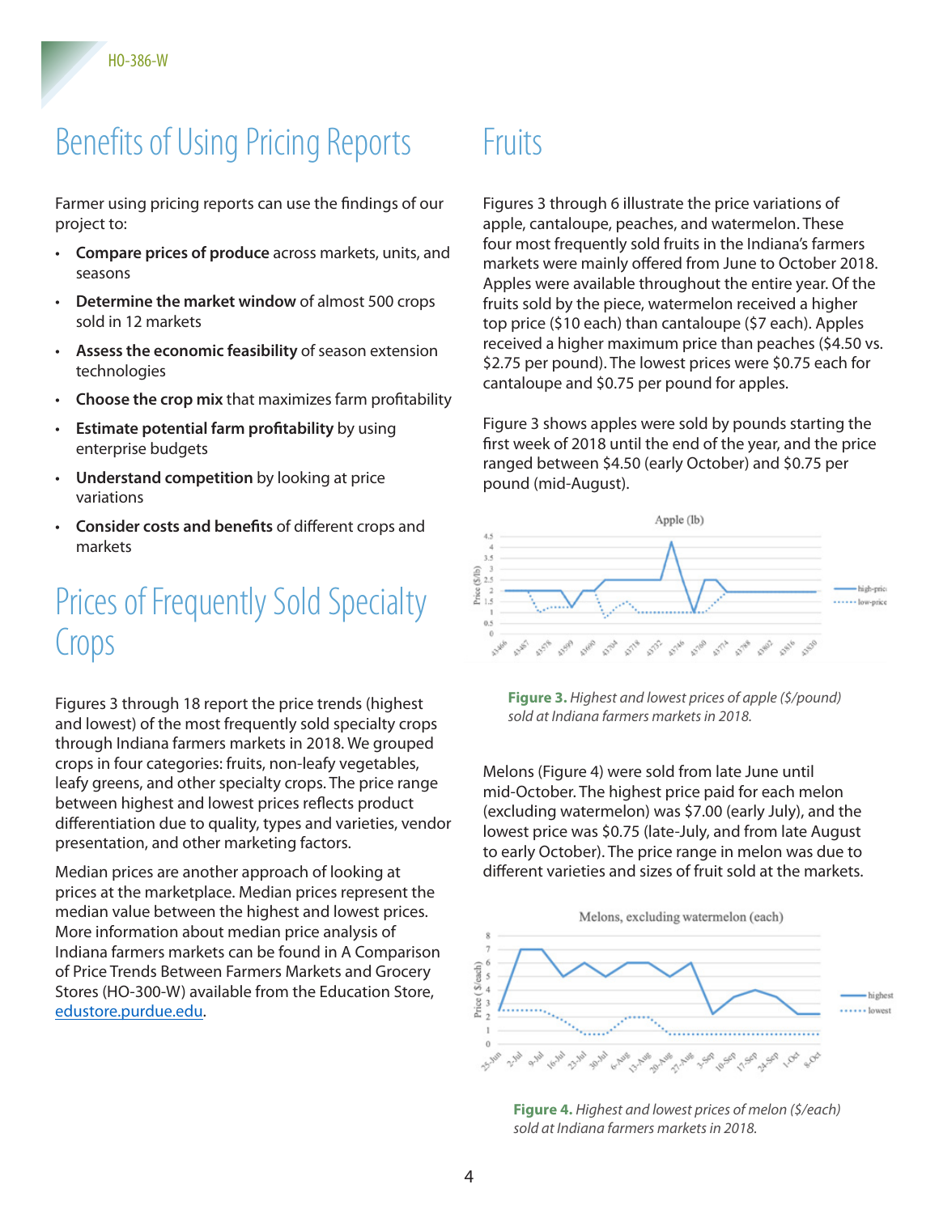## Benefits of Using Pricing Reports

Farmer using pricing reports can use the findings of our project to:

- **Compare prices of produce** across markets, units, and seasons
- **Determine the market window** of almost 500 crops sold in 12 markets
- **Assess the economic feasibility** of season extension technologies
- **Choose the crop mix** that maximizes farm profitability
- **Estimate potential farm profitability** by using enterprise budgets
- **Understand competition** by looking at price variations
- **Consider costs and benefits** of different crops and markets

## Prices of Frequently Sold Specialty Crops

Figures 3 through 18 report the price trends (highest and lowest) of the most frequently sold specialty crops through Indiana farmers markets in 2018. We grouped crops in four categories: fruits, non-leafy vegetables, leafy greens, and other specialty crops. The price range between highest and lowest prices reflects product differentiation due to quality, types and varieties, vendor presentation, and other marketing factors.

Median prices are another approach of looking at prices at the marketplace. Median prices represent the median value between the highest and lowest prices. More information about median price analysis of Indiana farmers markets can be found in A Comparison of Price Trends Between Farmers Markets and Grocery Stores (HO-300-W) available from the Education Store, edustore.purdue.edu.

## Fruits

Figures 3 through 6 illustrate the price variations of apple, cantaloupe, peaches, and watermelon. These four most frequently sold fruits in the Indiana's farmers markets were mainly offered from June to October 2018. Apples were available throughout the entire year. Of the fruits sold by the piece, watermelon received a higher top price ($10 each) than cantaloupe ($7 each). Apples received a higher maximum price than peaches ($4.50 vs. $2.75 per pound). The lowest prices were $0.75 each for cantaloupe and $0.75 per pound for apples.

Figure 3 shows apples were sold by pounds starting the first week of 2018 until the end of the year, and the price ranged between $4.50 (early October) and $0.75 per pound (mid-August).

**Figure 3.** *Highest and lowest prices of apple ($/pound) sold at Indiana farmers markets in 2018.*

Melons (Figure 4) were sold from late June until mid-October. The highest price paid for each melon (excluding watermelon) was $7.00 (early July), and the lowest price was $0.75 (late-July, and from late August to early October). The price range in melon was due to different varieties and sizes of fruit sold at the markets.

**Figure 4.** *Highest and lowest prices of melon ($/each) sold at Indiana farmers markets in 2018.*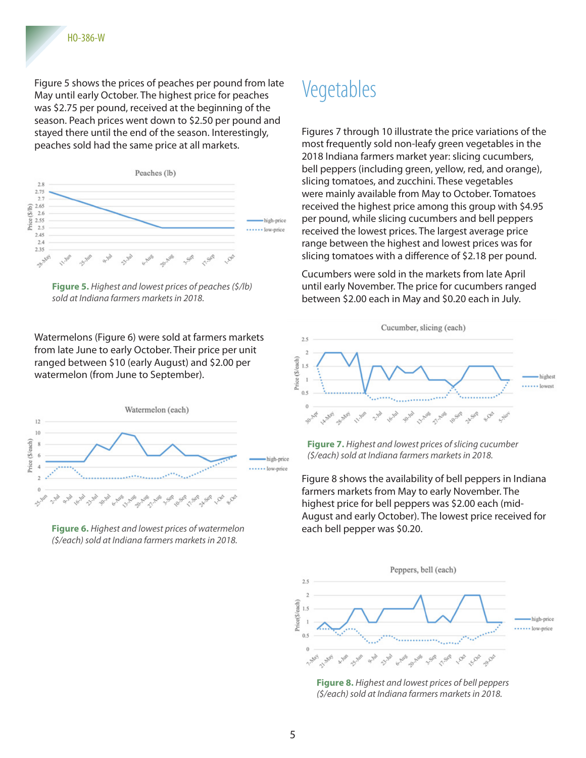Figure 5 shows the prices of peaches per pound from late May until early October. The highest price for peaches was $2.75 per pound, received at the beginning of the season. Peach prices went down to $2.50 per pound and stayed there until the end of the season. Interestingly, peaches sold had the same price at all markets.

**Figure 5.** *Highest and lowest prices of peaches ($/lb) sold at Indiana farmers markets in 2018.*

Watermelons (Figure 6) were sold at farmers markets from late June to early October. Their price per unit ranged between $10 (early August) and $2.00 per watermelon (from June to September).

**Figure 6.** *Highest and lowest prices of watermelon ($/each) sold at Indiana farmers markets in 2018.*

# Vegetables

Figures 7 through 10 illustrate the price variations of the most frequently sold non-leafy green vegetables in the 2018 Indiana farmers market year: slicing cucumbers, bell peppers (including green, yellow, red, and orange), slicing tomatoes, and zucchini. These vegetables were mainly available from May to October. Tomatoes received the highest price among this group with $4.95 per pound, while slicing cucumbers and bell peppers received the lowest prices. The largest average price range between the highest and lowest prices was for slicing tomatoes with a difference of $2.18 per pound.

Cucumbers were sold in the markets from late April until early November. The price for cucumbers ranged between $2.00 each in May and $0.20 each in July.

**Figure 7.** *Highest and lowest prices of slicing cucumber ($/each) sold at Indiana farmers markets in 2018.*

Figure 8 shows the availability of bell peppers in Indiana farmers markets from May to early November. The highest price for bell peppers was $2.00 each (mid-August and early October). The lowest price received for each bell pepper was $0.20.

**Figure 8.** *Highest and lowest prices of bell peppers ($/each) sold at Indiana farmers markets in 2018.*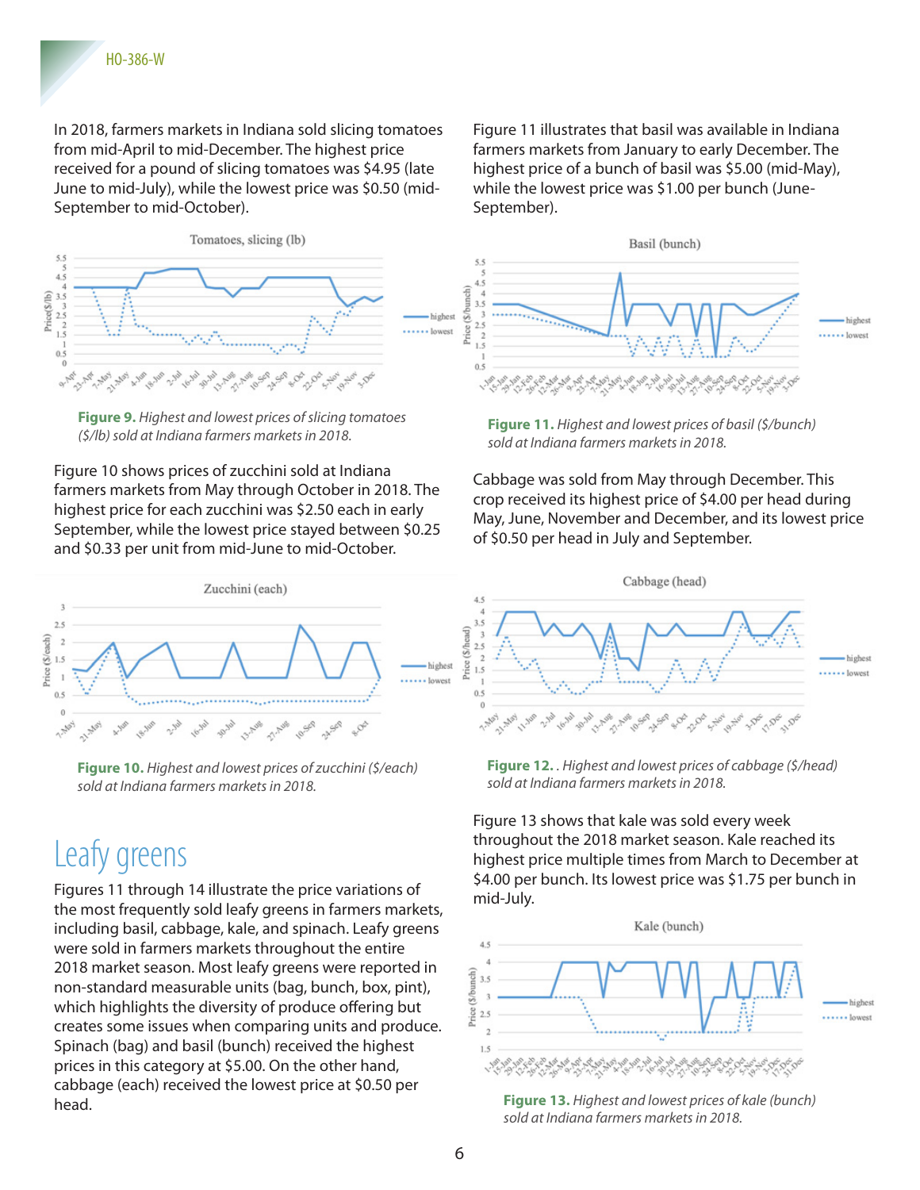In 2018, farmers markets in Indiana sold slicing tomatoes from mid-April to mid-December. The highest price received for a pound of slicing tomatoes was $4.95 (late June to mid-July), while the lowest price was $0.50 (mid-September to mid-October).

**Figure 9.** *Highest and lowest prices of slicing tomatoes ($/lb) sold at Indiana farmers markets in 2018.*

Figure 10 shows prices of zucchini sold at Indiana farmers markets from May through October in 2018. The highest price for each zucchini was $2.50 each in early September, while the lowest price stayed between $0.25 and $0.33 per unit from mid-June to mid-October.

**Figure 10.** *Highest and lowest prices of zucchini ($/each) sold at Indiana farmers markets in 2018.*

# Leafy greens

Figures 11 through 14 illustrate the price variations of the most frequently sold leafy greens in farmers markets, including basil, cabbage, kale, and spinach. Leafy greens were sold in farmers markets throughout the entire 2018 market season. Most leafy greens were reported in non-standard measurable units (bag, bunch, box, pint), which highlights the diversity of produce offering but creates some issues when comparing units and produce. Spinach (bag) and basil (bunch) received the highest prices in this category at $5.00. On the other hand, cabbage (each) received the lowest price at $0.50 per head.

Figure 11 illustrates that basil was available in Indiana farmers markets from January to early December. The highest price of a bunch of basil was $5.00 (mid-May), while the lowest price was $1.00 per bunch (June-September).

**Figure 11.** *Highest and lowest prices of basil ($/bunch) sold at Indiana farmers markets in 2018.*

Cabbage was sold from May through December. This crop received its highest price of $4.00 per head during May, June, November and December, and its lowest price of $0.50 per head in July and September.

**Figure 12.** *. Highest and lowest prices of cabbage ($/head) sold at Indiana farmers markets in 2018.*

Figure 13 shows that kale was sold every week throughout the 2018 market season. Kale reached its highest price multiple times from March to December at $4.00 per bunch. Its lowest price was $1.75 per bunch in mid-July.

**Figure 13.** *Highest and lowest prices of kale (bunch) sold at Indiana farmers markets in 2018.*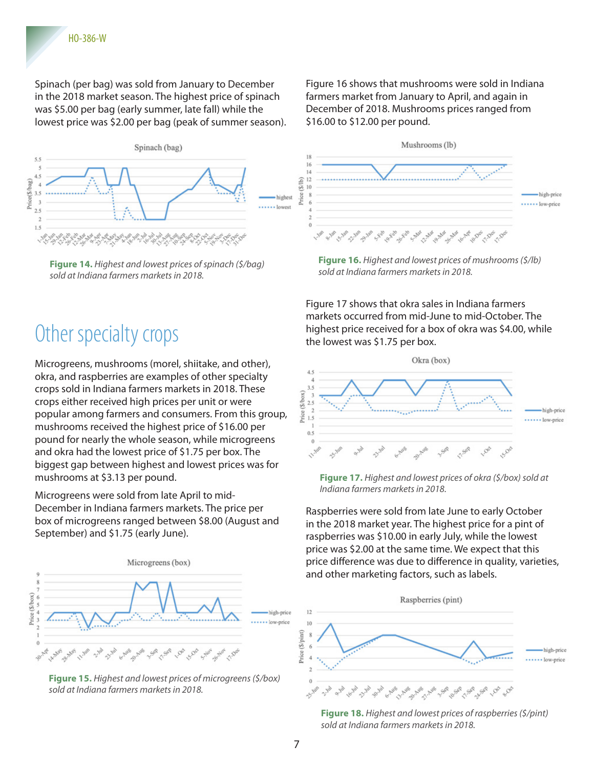Spinach (per bag) was sold from January to December in the 2018 market season. The highest price of spinach was $5.00 per bag (early summer, late fall) while the lowest price was $2.00 per bag (peak of summer season).

**Figure 14.** *Highest and lowest prices of spinach ($/bag) sold at Indiana farmers markets in 2018.*

# Other specialty crops

Microgreens, mushrooms (morel, shiitake, and other), okra, and raspberries are examples of other specialty crops sold in Indiana farmers markets in 2018. These crops either received high prices per unit or were popular among farmers and consumers. From this group, mushrooms received the highest price of $16.00 per pound for nearly the whole season, while microgreens and okra had the lowest price of $1.75 per box. The biggest gap between highest and lowest prices was for mushrooms at $3.13 per pound.

Microgreens were sold from late April to mid-December in Indiana farmers markets. The price per box of microgreens ranged between $8.00 (August and September) and $1.75 (early June).

**Figure 15.** *Highest and lowest prices of microgreens ($/box) sold at Indiana farmers markets in 2018.*

Figure 16 shows that mushrooms were sold in Indiana farmers market from January to April, and again in December of 2018. Mushrooms prices ranged from $16.00 to $12.00 per pound.

**Figure 16.** *Highest and lowest prices of mushrooms ($/lb) sold at Indiana farmers markets in 2018.*

Figure 17 shows that okra sales in Indiana farmers markets occurred from mid-June to mid-October. The highest price received for a box of okra was $4.00, while the lowest was $1.75 per box.

**Figure 17.** *Highest and lowest prices of okra ($/box) sold at Indiana farmers markets in 2018.*

Raspberries were sold from late June to early October in the 2018 market year. The highest price for a pint of raspberries was $10.00 in early July, while the lowest price was $2.00 at the same time. We expect that this price difference was due to difference in quality, varieties, and other marketing factors, such as labels.

**Figure 18.** *Highest and lowest prices of raspberries ($/pint) sold at Indiana farmers markets in 2018.*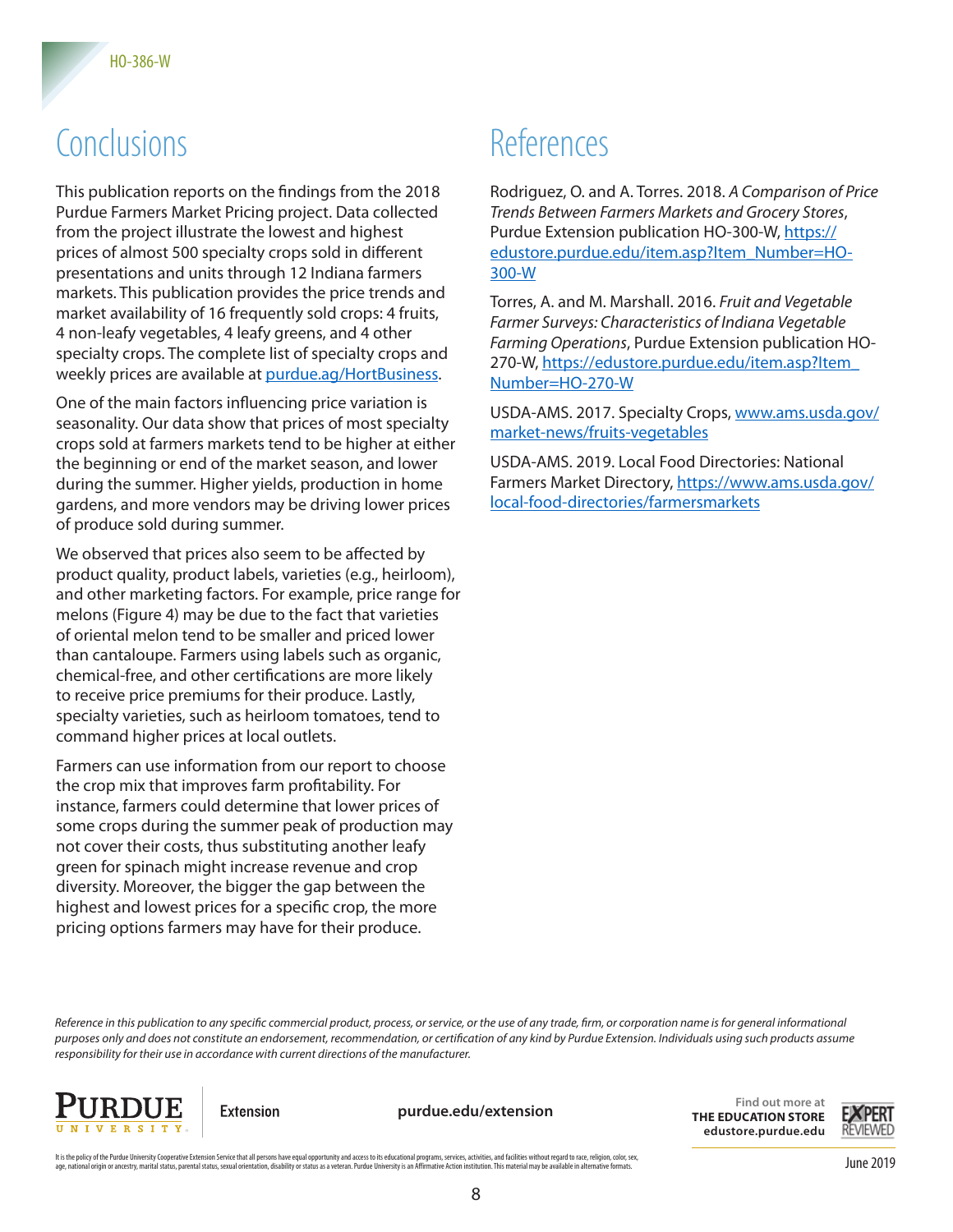## Conclusions

This publication reports on the findings from the 2018 Purdue Farmers Market Pricing project. Data collected from the project illustrate the lowest and highest prices of almost 500 specialty crops sold in different presentations and units through 12 Indiana farmers markets. This publication provides the price trends and market availability of 16 frequently sold crops: 4 fruits, 4 non-leafy vegetables, 4 leafy greens, and 4 other specialty crops. The complete list of specialty crops and weekly prices are available at [purdue.ag/HortBusiness](purdue.ag/HortBusiness).

One of the main factors influencing price variation is seasonality. Our data show that prices of most specialty crops sold at farmers markets tend to be higher at either the beginning or end of the market season, and lower during the summer. Higher yields, production in home gardens, and more vendors may be driving lower prices of produce sold during summer.

We observed that prices also seem to be affected by product quality, product labels, varieties (e.g., heirloom), and other marketing factors. For example, price range for melons (Figure 4) may be due to the fact that varieties of oriental melon tend to be smaller and priced lower than cantaloupe. Farmers using labels such as organic, chemical-free, and other certifications are more likely to receive price premiums for their produce. Lastly, specialty varieties, such as heirloom tomatoes, tend to command higher prices at local outlets.

Farmers can use information from our report to choose the crop mix that improves farm profitability. For instance, farmers could determine that lower prices of some crops during the summer peak of production may not cover their costs, thus substituting another leafy green for spinach might increase revenue and crop diversity. Moreover, the bigger the gap between the highest and lowest prices for a specific crop, the more pricing options farmers may have for their produce.

## References

Rodriguez, O. and A. Torres. 2018. *A Comparison of Price Trends Between Farmers Markets and Grocery Stores*, Purdue Extension publication HO-300-W, https://edustore.purdue.edu/item.asp?Item_Number=HO-300-W

Torres, A. and M. Marshall. 2016. *Fruit and Vegetable Farmer Surveys: Characteristics of Indiana Vegetable Farming Operations*, Purdue Extension publication HO-270-W, https://edustore.purdue.edu/item.asp?Item_Number=HO-270-W

USDA-AMS. 2017. Specialty Crops, www.ams.usda.gov/market-news/fruits-vegetables

USDA-AMS. 2019. Local Food Directories: National Farmers Market Directory, https://www.ams.usda.gov/local-food-directories/farmersmarkets

*Reference in this publication to any specific commercial product, process, or service, or the use of any trade, firm, or corporation name is for general informational purposes only and does not constitute an endorsement, recommendation, or certification of any kind by Purdue Extension. Individuals using such products assume responsibility for their use in accordance with current directions of the manufacturer.*

PURDUE UNIVERSITY | Extension

purdue.edu/extension

Find out more at THE EDUCATION STORE edustore.purdue.edu

EXPERT REVIEWED

It is the policy of the Purdue University Cooperative Extension Service that all persons have equal opportunity and access to its educational programs, services, activities, and facilities without regard to race, religion, color, sex, age, national origin or ancestry, marital status, parental status, sexual orientation, disability or status as a veteran. Purdue University is an Affirmative Action institution. This material may be available in alternative formats.

June 2019